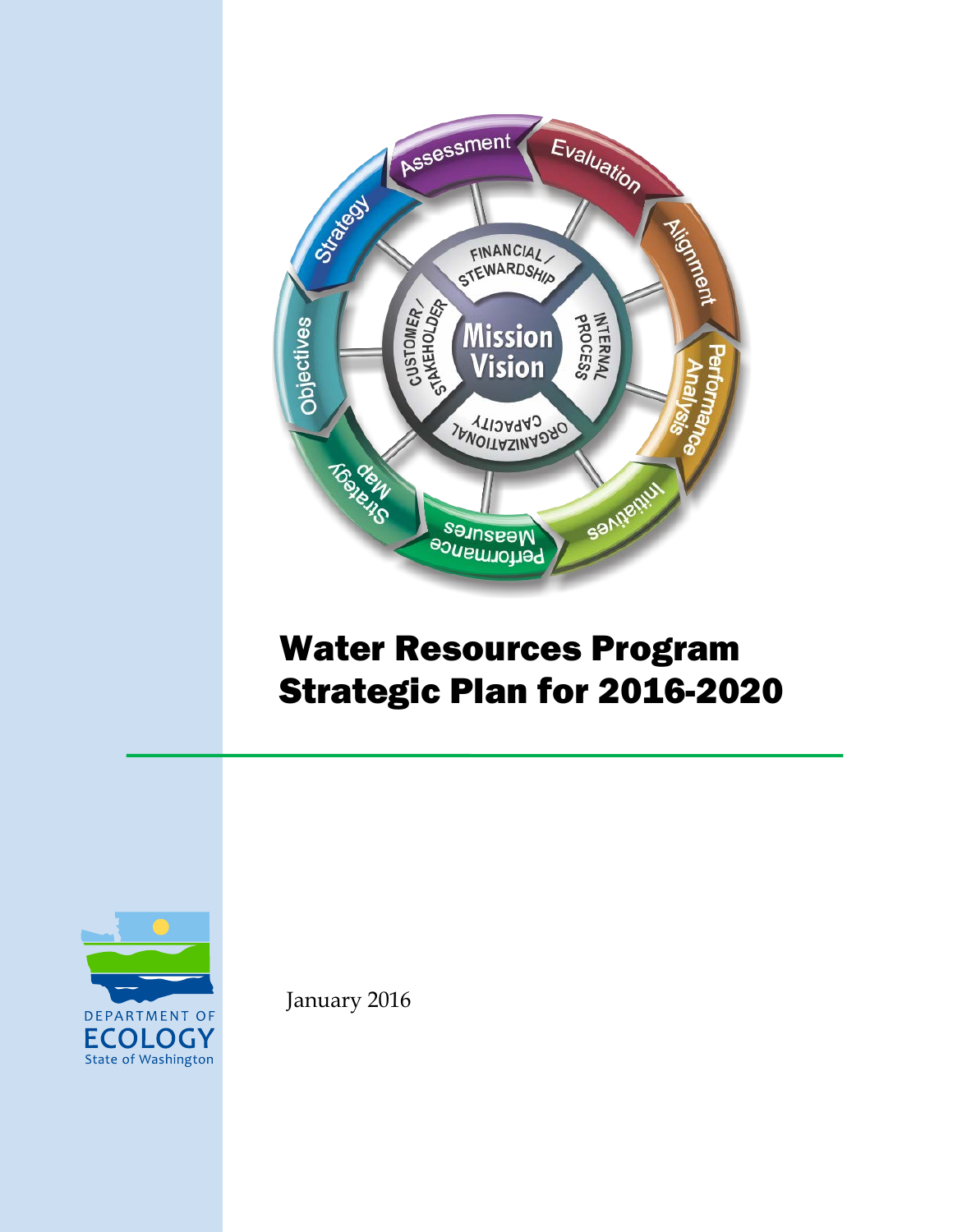# Water Resources Program Strategic Plan for 2016-2020

January 2016

DEPARTMENT OF ECOLOGY
State of Washington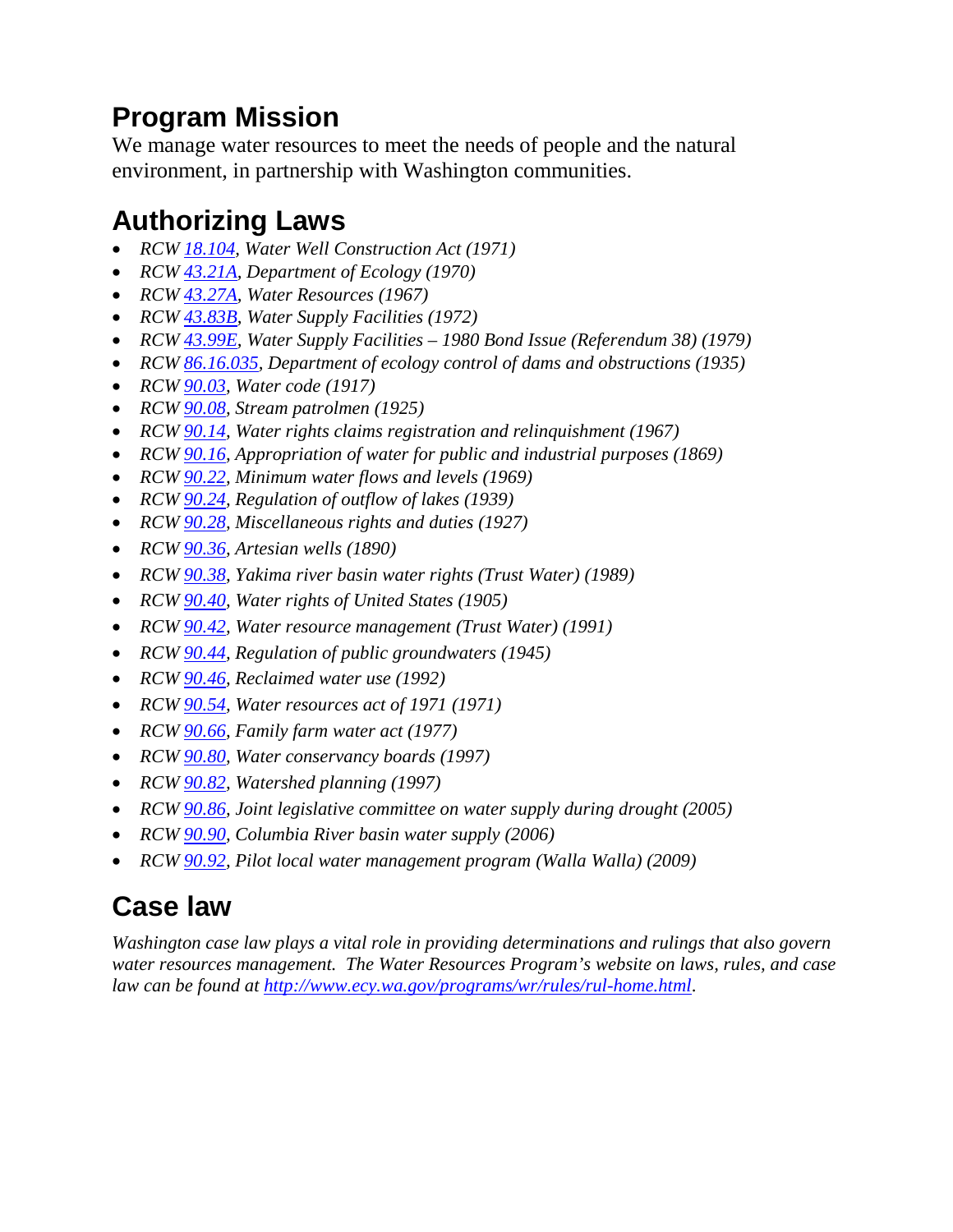## Program Mission

We manage water resources to meet the needs of people and the natural environment, in partnership with Washington communities.

## Authorizing Laws

- *RCW 18.104, Water Well Construction Act (1971)*
- *RCW 43.21A, Department of Ecology (1970)*
- *RCW 43.27A, Water Resources (1967)*
- *RCW 43.83B, Water Supply Facilities (1972)*
- *RCW 43.99E, Water Supply Facilities – 1980 Bond Issue (Referendum 38) (1979)*
- *RCW 86.16.035, Department of ecology control of dams and obstructions (1935)*
- *RCW 90.03, Water code (1917)*
- *RCW 90.08, Stream patrolmen (1925)*
- *RCW 90.14, Water rights claims registration and relinquishment (1967)*
- *RCW 90.16, Appropriation of water for public and industrial purposes (1869)*
- *RCW 90.22, Minimum water flows and levels (1969)*
- *RCW 90.24, Regulation of outflow of lakes (1939)*
- *RCW 90.28, Miscellaneous rights and duties (1927)*
- *RCW 90.36, Artesian wells (1890)*
- *RCW 90.38, Yakima river basin water rights (Trust Water) (1989)*
- *RCW 90.40, Water rights of United States (1905)*
- *RCW 90.42, Water resource management (Trust Water) (1991)*
- *RCW 90.44, Regulation of public groundwaters (1945)*
- *RCW 90.46, Reclaimed water use (1992)*
- *RCW 90.54, Water resources act of 1971 (1971)*
- *RCW 90.66, Family farm water act (1977)*
- *RCW 90.80, Water conservancy boards (1997)*
- *RCW 90.82, Watershed planning (1997)*
- *RCW 90.86, Joint legislative committee on water supply during drought (2005)*
- *RCW 90.90, Columbia River basin water supply (2006)*
- *RCW 90.92, Pilot local water management program (Walla Walla) (2009)*

## Case law

*Washington case law plays a vital role in providing determinations and rulings that also govern water resources management. The Water Resources Program's website on laws, rules, and case law can be found at http://www.ecy.wa.gov/programs/wr/rules/rul-home.html.*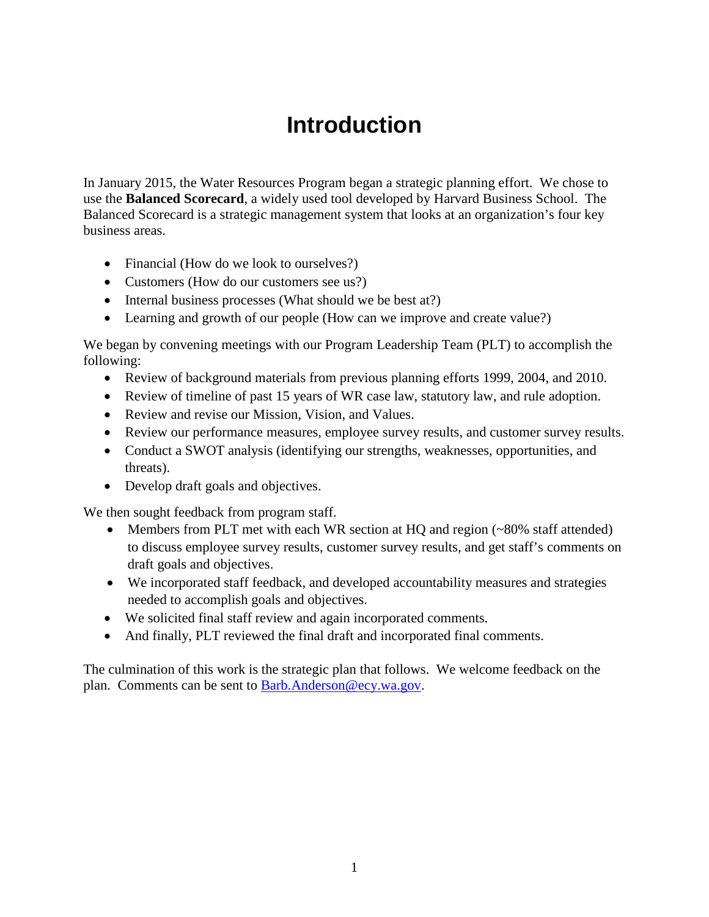# Introduction

In January 2015, the Water Resources Program began a strategic planning effort. We chose to use the **Balanced Scorecard**, a widely used tool developed by Harvard Business School. The Balanced Scorecard is a strategic management system that looks at an organization's four key business areas.

- Financial (How do we look to ourselves?)
- Customers (How do our customers see us?)
- Internal business processes (What should we be best at?)
- Learning and growth of our people (How can we improve and create value?)

We began by convening meetings with our Program Leadership Team (PLT) to accomplish the following:

- Review of background materials from previous planning efforts 1999, 2004, and 2010.
- Review of timeline of past 15 years of WR case law, statutory law, and rule adoption.
- Review and revise our Mission, Vision, and Values.
- Review our performance measures, employee survey results, and customer survey results.
- Conduct a SWOT analysis (identifying our strengths, weaknesses, opportunities, and threats).
- Develop draft goals and objectives.

We then sought feedback from program staff.

- Members from PLT met with each WR section at HQ and region (~80% staff attended) to discuss employee survey results, customer survey results, and get staff's comments on draft goals and objectives.
- We incorporated staff feedback, and developed accountability measures and strategies needed to accomplish goals and objectives.
- We solicited final staff review and again incorporated comments.
- And finally, PLT reviewed the final draft and incorporated final comments.

The culmination of this work is the strategic plan that follows. We welcome feedback on the plan. Comments can be sent to [Barb.Anderson@ecy.wa.gov](mailto:Barb.Anderson@ecy.wa.gov).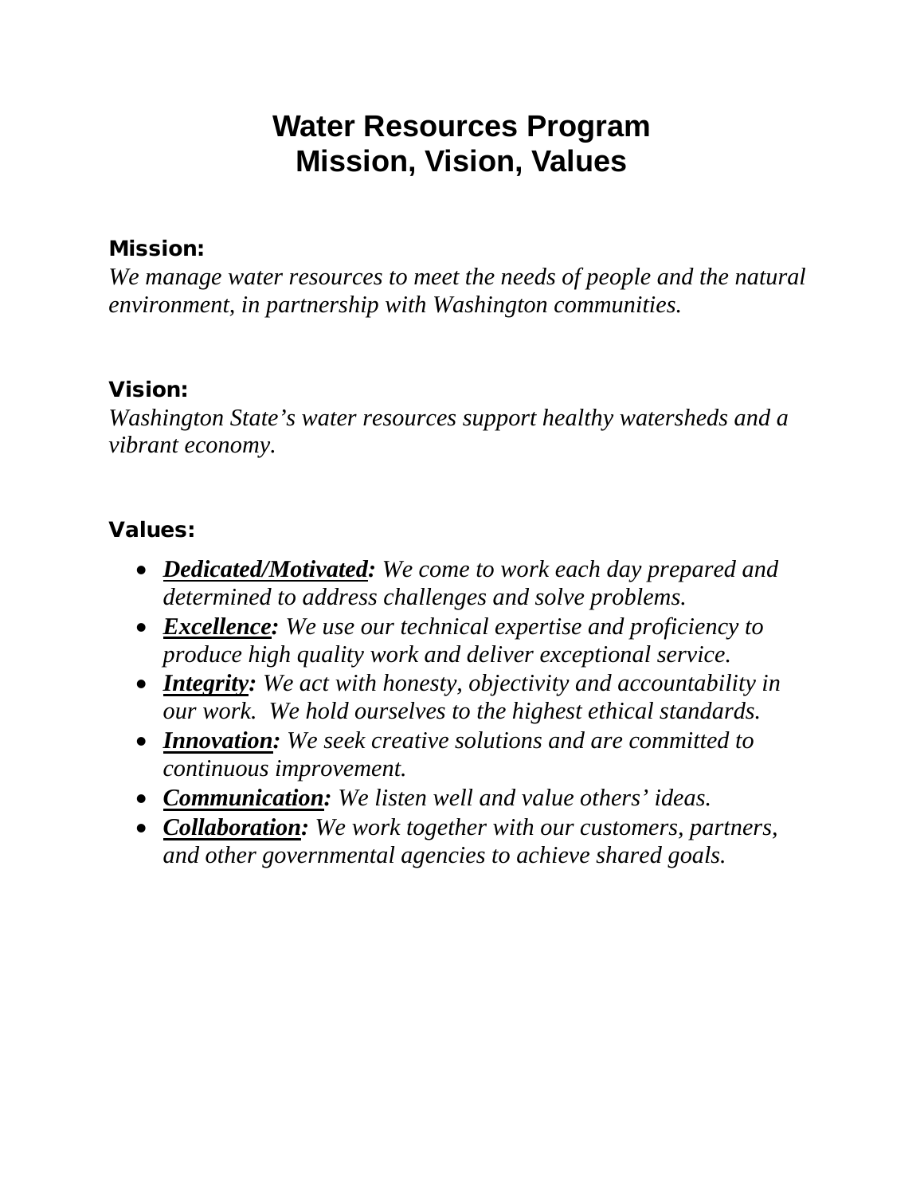# Water Resources Program
# Mission, Vision, Values

**Mission:**

*We manage water resources to meet the needs of people and the natural environment, in partnership with Washington communities.*

**Vision:**

*Washington State's water resources support healthy watersheds and a vibrant economy.*

**Values:**

- ***Dedicated/Motivated:*** *We come to work each day prepared and determined to address challenges and solve problems.*
- ***Excellence:*** *We use our technical expertise and proficiency to produce high quality work and deliver exceptional service.*
- ***Integrity:*** *We act with honesty, objectivity and accountability in our work. We hold ourselves to the highest ethical standards.*
- ***Innovation:*** *We seek creative solutions and are committed to continuous improvement.*
- ***Communication:*** *We listen well and value others' ideas.*
- ***Collaboration:*** *We work together with our customers, partners, and other governmental agencies to achieve shared goals.*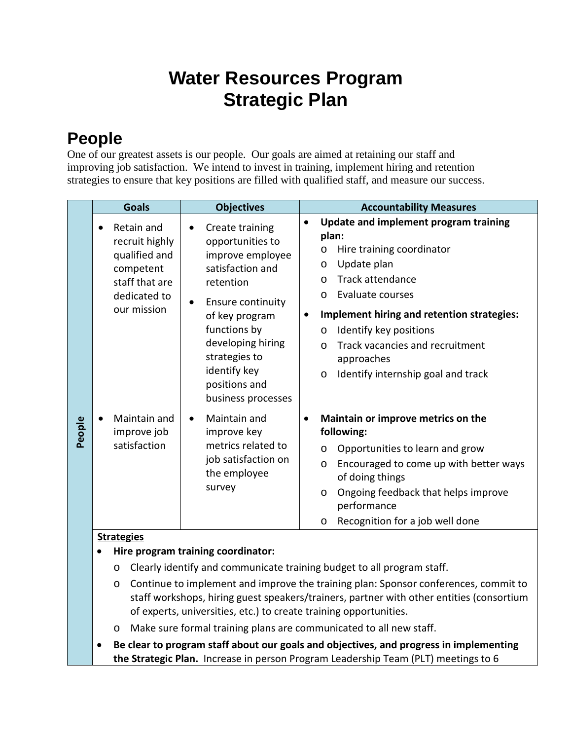# Water Resources Program
# Strategic Plan

## People

One of our greatest assets is our people. Our goals are aimed at retaining our staff and improving job satisfaction. We intend to invest in training, implement hiring and retention strategies to ensure that key positions are filled with qualified staff, and measure our success.

| | Goals | Objectives | Accountability Measures |
|---|---|---|---|
| People | • Retain and recruit highly qualified and competent staff that are dedicated to our mission | • Create training opportunities to improve employee satisfaction and retention<br>• Ensure continuity of key program functions by developing hiring strategies to identify key positions and business processes | • **Update and implement program training plan:**<br>o Hire training coordinator<br>o Update plan<br>o Track attendance<br>o Evaluate courses<br>• **Implement hiring and retention strategies:**<br>o Identify key positions<br>o Track vacancies and recruitment approaches<br>o Identify internship goal and track |
| | • Maintain and improve job satisfaction | • Maintain and improve key metrics related to job satisfaction on the employee survey | • **Maintain or improve metrics on the following:**<br>o Opportunities to learn and grow<br>o Encouraged to come up with better ways of doing things<br>o Ongoing feedback that helps improve performance<br>o Recognition for a job well done |

**Strategies**

- **Hire program training coordinator:**
  - Clearly identify and communicate training budget to all program staff.
  - Continue to implement and improve the training plan: Sponsor conferences, commit to staff workshops, hiring guest speakers/trainers, partner with other entities (consortium of experts, universities, etc.) to create training opportunities.
  - Make sure formal training plans are communicated to all new staff.
- **Be clear to program staff about our goals and objectives, and progress in implementing the Strategic Plan.** Increase in person Program Leadership Team (PLT) meetings to 6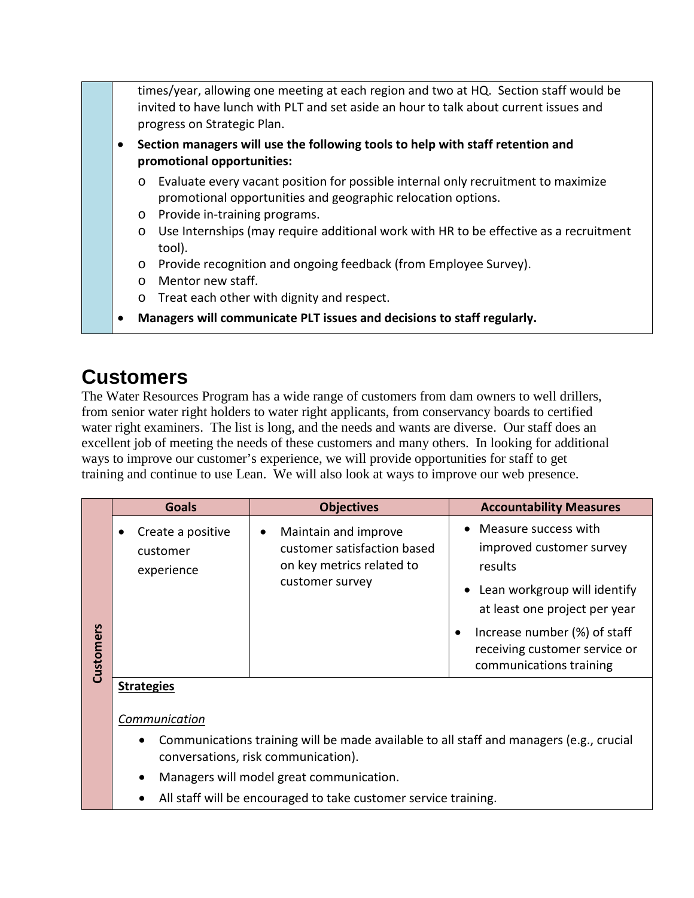times/year, allowing one meeting at each region and two at HQ. Section staff would be invited to have lunch with PLT and set aside an hour to talk about current issues and progress on Strategic Plan.

- **Section managers will use the following tools to help with staff retention and promotional opportunities:**
  - Evaluate every vacant position for possible internal only recruitment to maximize promotional opportunities and geographic relocation options.
  - Provide in-training programs.
  - Use Internships (may require additional work with HR to be effective as a recruitment tool).
  - Provide recognition and ongoing feedback (from Employee Survey).
  - Mentor new staff.
  - Treat each other with dignity and respect.
- **Managers will communicate PLT issues and decisions to staff regularly.**

# Customers

The Water Resources Program has a wide range of customers from dam owners to well drillers, from senior water right holders to water right applicants, from conservancy boards to certified water right examiners. The list is long, and the needs and wants are diverse. Our staff does an excellent job of meeting the needs of these customers and many others. In looking for additional ways to improve our customer's experience, we will provide opportunities for staff to get training and continue to use Lean. We will also look at ways to improve our web presence.

| | Goals | Objectives | Accountability Measures |
|---|---|---|---|
| Customers | • Create a positive customer experience | • Maintain and improve customer satisfaction based on key metrics related to customer survey | • Measure success with improved customer survey results<br>• Lean workgroup will identify at least one project per year<br>• Increase number (%) of staff receiving customer service or communications training |

**Strategies**

*Communication*

- Communications training will be made available to all staff and managers (e.g., crucial conversations, risk communication).
- Managers will model great communication.
- All staff will be encouraged to take customer service training.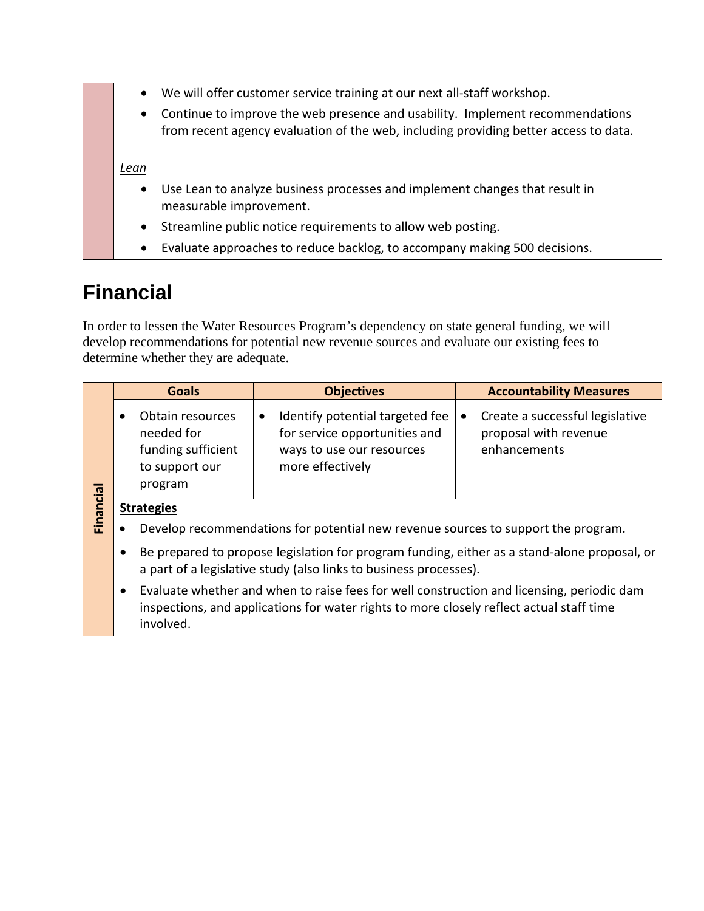- We will offer customer service training at our next all-staff workshop.
- Continue to improve the web presence and usability. Implement recommendations from recent agency evaluation of the web, including providing better access to data.

*Lean*

- Use Lean to analyze business processes and implement changes that result in measurable improvement.
- Streamline public notice requirements to allow web posting.
- Evaluate approaches to reduce backlog, to accompany making 500 decisions.

## Financial

In order to lessen the Water Resources Program's dependency on state general funding, we will develop recommendations for potential new revenue sources and evaluate our existing fees to determine whether they are adequate.

| | Goals | Objectives | Accountability Measures |
|---|---|---|---|
| **Financial** | • Obtain resources needed for funding sufficient to support our program | • Identify potential targeted fee for service opportunities and ways to use our resources more effectively | • Create a successful legislative proposal with revenue enhancements |

**Strategies**

- Develop recommendations for potential new revenue sources to support the program.
- Be prepared to propose legislation for program funding, either as a stand-alone proposal, or a part of a legislative study (also links to business processes).
- Evaluate whether and when to raise fees for well construction and licensing, periodic dam inspections, and applications for water rights to more closely reflect actual staff time involved.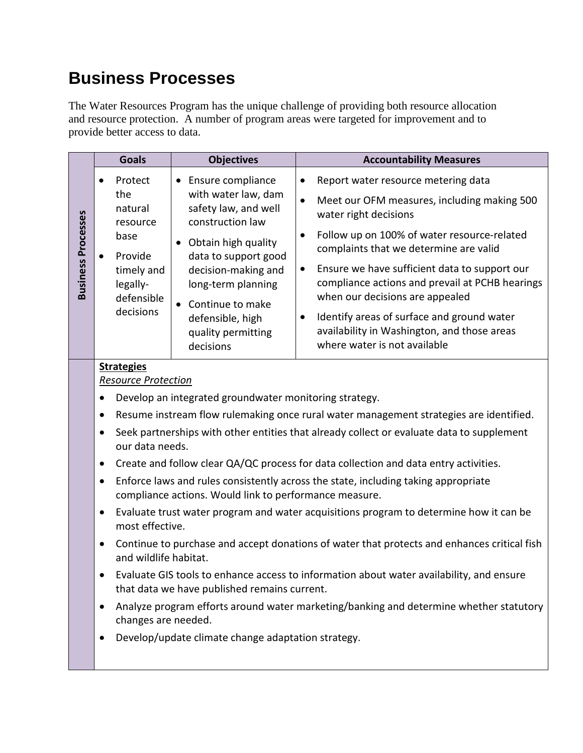# Business Processes

The Water Resources Program has the unique challenge of providing both resource allocation and resource protection. A number of program areas were targeted for improvement and to provide better access to data.

| Business Processes | Goals | Objectives | Accountability Measures |
|---|---|---|---|
| | • Protect the natural resource base<br>• Provide timely and legally-defensible decisions | • Ensure compliance with water law, dam safety law, and well construction law<br>• Obtain high quality data to support good decision-making and long-term planning<br>• Continue to make defensible, high quality permitting decisions | • Report water resource metering data<br>• Meet our OFM measures, including making 500 water right decisions<br>• Follow up on 100% of water resource-related complaints that we determine are valid<br>• Ensure we have sufficient data to support our compliance actions and prevail at PCHB hearings when our decisions are appealed<br>• Identify areas of surface and ground water availability in Washington, and those areas where water is not available |

**Strategies**

*Resource Protection*

- Develop an integrated groundwater monitoring strategy.
- Resume instream flow rulemaking once rural water management strategies are identified.
- Seek partnerships with other entities that already collect or evaluate data to supplement our data needs.
- Create and follow clear QA/QC process for data collection and data entry activities.
- Enforce laws and rules consistently across the state, including taking appropriate compliance actions. Would link to performance measure.
- Evaluate trust water program and water acquisitions program to determine how it can be most effective.
- Continue to purchase and accept donations of water that protects and enhances critical fish and wildlife habitat.
- Evaluate GIS tools to enhance access to information about water availability, and ensure that data we have published remains current.
- Analyze program efforts around water marketing/banking and determine whether statutory changes are needed.
- Develop/update climate change adaptation strategy.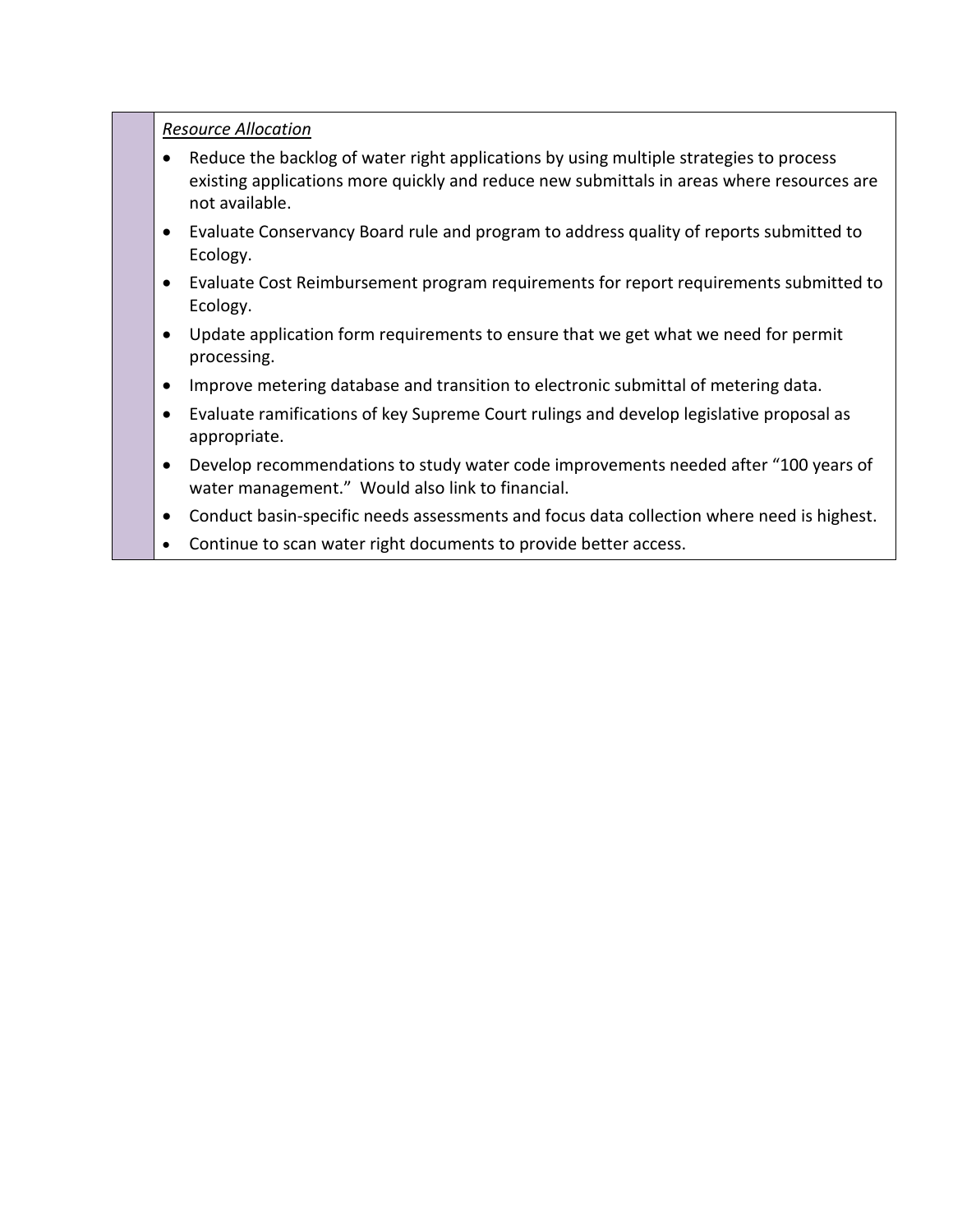*Resource Allocation*

- Reduce the backlog of water right applications by using multiple strategies to process existing applications more quickly and reduce new submittals in areas where resources are not available.
- Evaluate Conservancy Board rule and program to address quality of reports submitted to Ecology.
- Evaluate Cost Reimbursement program requirements for report requirements submitted to Ecology.
- Update application form requirements to ensure that we get what we need for permit processing.
- Improve metering database and transition to electronic submittal of metering data.
- Evaluate ramifications of key Supreme Court rulings and develop legislative proposal as appropriate.
- Develop recommendations to study water code improvements needed after "100 years of water management." Would also link to financial.
- Conduct basin-specific needs assessments and focus data collection where need is highest.
- Continue to scan water right documents to provide better access.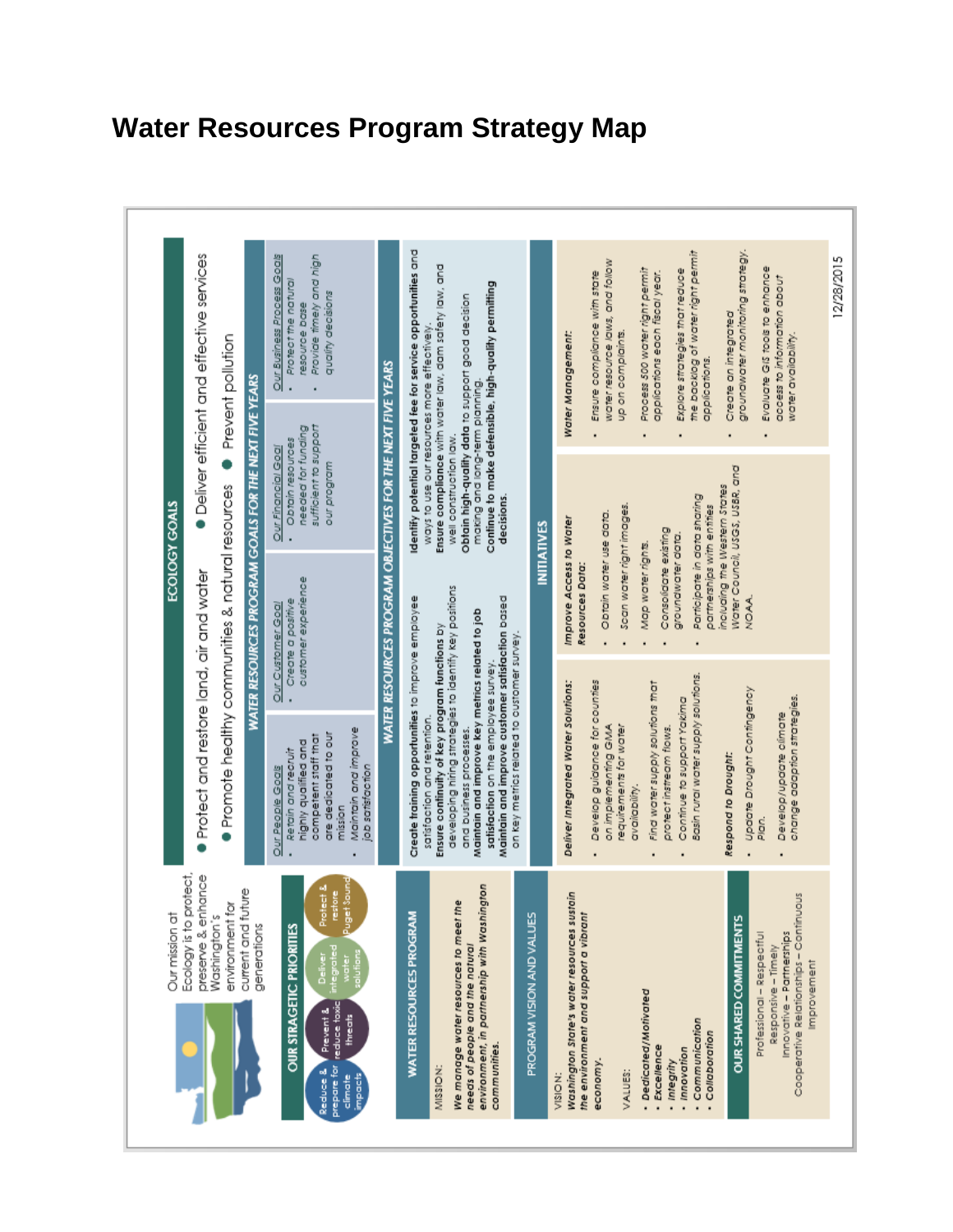# Water Resources Program Strategy Map

Our mission at Ecology is to protect, preserve & enhance Washington's environment for current and future generations

## OUR STRATEGIC PRIORITIES

- Reduce & prepare for climate impacts
- Prevent & reduce toxic threats
- Deliver integrated water solutions
- Protect & restore Puget Sound

## WATER RESOURCES PROGRAM

MISSION:

*We manage water resources to meet the needs of people and the natural environment, in partnership with Washington communities.*

## PROGRAM VISION AND VALUES

VISION:

*Washington State's water resources sustain the environment and support a vibrant economy.*

VALUES:

- *Dedicated/Motivated*
- *Excellence*
- *Integrity*
- *Innovation*
- *Communication*
- *Collaboration*

## OUR SHARED COMMITMENTS

Professional – Respectful
Responsive – Timely
Innovative – Partnerships
Cooperative Relationships – Continuous Improvement

## ECOLOGY GOALS

- Protect and restore land, air and water
- Deliver efficient and effective services
- Promote healthy communities & natural resources
- Prevent pollution

## WATER RESOURCES PROGRAM GOALS FOR THE NEXT FIVE YEARS

| Our People Goals | Our Customer Goal | Our Financial Goal | Our Business Process Goals |
|---|---|---|---|
| • *Retain and recruit highly qualified and competent staff that are dedicated to our mission*<br>• *Maintain and improve job satisfaction* | • *Create a positive customer experience* | • *Obtain resources needed for funding sufficient to support our program* | • *Protect the natural resource base*<br>• *Provide timely and high quality decisions* |

## WATER RESOURCES PROGRAM OBJECTIVES FOR THE NEXT FIVE YEARS

**Create training opportunities** to improve employee satisfaction and retention.
**Ensure continuity of key program functions** by developing hiring strategies to identify key positions and business processes.
**Maintain and improve key metrics related to job satisfaction** on the employee survey.
**Maintain and improve customer satisfaction** based on key metrics related to customer survey.

**Identify potential targeted fee for service opportunities** and ways to use our resources more effectively.
**Ensure compliance** with water law, dam safety law, and well construction law.
**Obtain high-quality data** to support good decision making and long-term planning.
**Continue to make defensible, high-quality permitting** decisions.

## INITIATIVES

*Deliver Integrated Water Solutions:*

- *Develop guidance for counties on implementing GMA requirements for water availability.*
- *Find water supply solutions that protect instream flows.*
- *Continue to support Yakima Basin rural water supply solutions.*

*Respond to Drought:*

- *Update Drought Contingency Plan.*
- *Develop/update climate change adaption strategies.*

*Improve Access to Water Resources Data:*

- *Obtain water use data.*
- *Scan water right images.*
- *Map water rights.*
- *Consolidate existing groundwater data.*
- *Participate in data sharing partnerships with entities including the Western States Water Council, USGS, USBR, and NOAA.*

*Water Management:*

- *Ensure compliance with state water resource laws, and follow up on complaints.*
- *Process 500 water right permit applications each fiscal year.*
- *Explore strategies that reduce the backlog of water right permit applications.*
- *Create an integrated groundwater monitoring strategy.*
- *Evaluate GIS tools to enhance access to information about water availability.*

12/28/2015